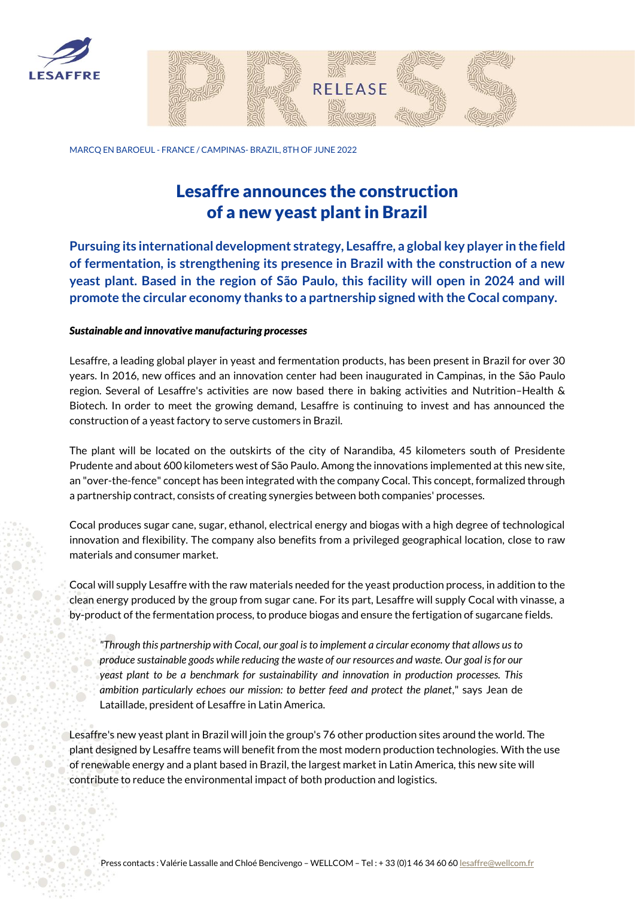MARCQ EN BAROEUL - FRANCE / CAMPINAS- BRAZIL, 8TH OF JUNE 2022

# Lesaffre announces the construction of a new yeast plant in Brazil

**Pursuing its international development strategy, Lesaffre, a global key player in the field of fermentation, is strengthening its presence in Brazil with the construction of a new yeast plant. Based in the region of São Paulo, this facility will open in 2024 and will promote the circular economy thanks to a partnership signed with the Cocal company.**

***Sustainable and innovative manufacturing processes***

Lesaffre, a leading global player in yeast and fermentation products, has been present in Brazil for over 30 years. In 2016, new offices and an innovation center had been inaugurated in Campinas, in the São Paulo region. Several of Lesaffre's activities are now based there in baking activities and Nutrition–Health & Biotech. In order to meet the growing demand, Lesaffre is continuing to invest and has announced the construction of a yeast factory to serve customers in Brazil.

The plant will be located on the outskirts of the city of Narandiba, 45 kilometers south of Presidente Prudente and about 600 kilometers west of São Paulo. Among the innovations implemented at this new site, an "over-the-fence" concept has been integrated with the company Cocal. This concept, formalized through a partnership contract, consists of creating synergies between both companies' processes.

Cocal produces sugar cane, sugar, ethanol, electrical energy and biogas with a high degree of technological innovation and flexibility. The company also benefits from a privileged geographical location, close to raw materials and consumer market.

Cocal will supply Lesaffre with the raw materials needed for the yeast production process, in addition to the clean energy produced by the group from sugar cane. For its part, Lesaffre will supply Cocal with vinasse, a by-product of the fermentation process, to produce biogas and ensure the fertigation of sugarcane fields.

> *"Through this partnership with Cocal, our goal is to implement a circular economy that allows us to produce sustainable goods while reducing the waste of our resources and waste. Our goal is for our yeast plant to be a benchmark for sustainability and innovation in production processes. This ambition particularly echoes our mission: to better feed and protect the planet*," says Jean de Lataillade, president of Lesaffre in Latin America.

Lesaffre's new yeast plant in Brazil will join the group's 76 other production sites around the world. The plant designed by Lesaffre teams will benefit from the most modern production technologies. With the use of renewable energy and a plant based in Brazil, the largest market in Latin America, this new site will contribute to reduce the environmental impact of both production and logistics.

Press contacts : Valérie Lassalle and Chloé Bencivengo – WELLCOM – Tel : + 33 (0)1 46 34 60 60 lesaffre@wellcom.fr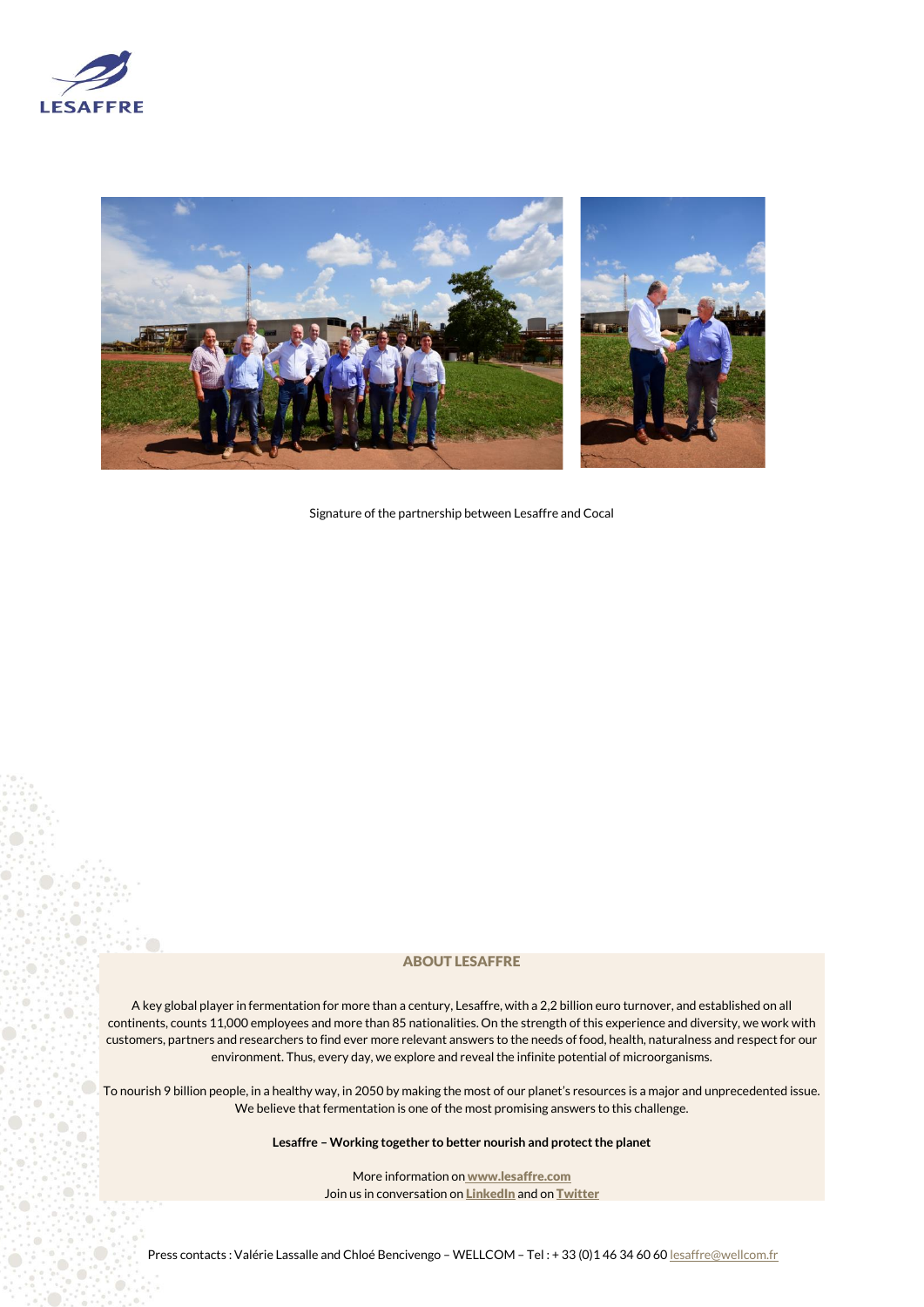Signature of the partnership between Lesaffre and Cocal

## ABOUT LESAFFRE

A key global player in fermentation for more than a century, Lesaffre, with a 2,2 billion euro turnover, and established on all continents, counts 11,000 employees and more than 85 nationalities. On the strength of this experience and diversity, we work with customers, partners and researchers to find ever more relevant answers to the needs of food, health, naturalness and respect for our environment. Thus, every day, we explore and reveal the infinite potential of microorganisms.

To nourish 9 billion people, in a healthy way, in 2050 by making the most of our planet's resources is a major and unprecedented issue. We believe that fermentation is one of the most promising answers to this challenge.

**Lesaffre – Working together to better nourish and protect the planet**

More information on **www.lesaffre.com**
Join us in conversation on **LinkedIn** and on **Twitter**

Press contacts : Valérie Lassalle and Chloé Bencivengo – WELLCOM – Tel : + 33 (0)1 46 34 60 60 lesaffre@wellcom.fr